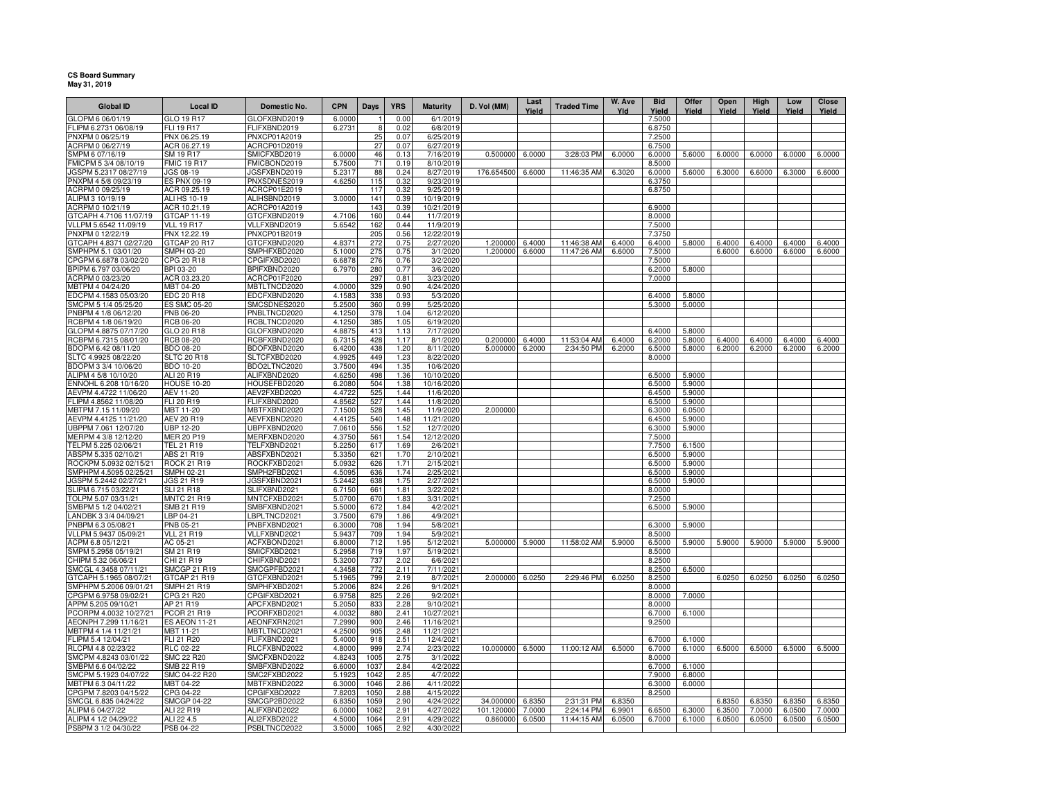**CS Board Summary**
**May 31, 2019**

| Global ID | Local ID | Domestic No. | CPN | Days | YRS | Maturity | D. Vol (MM) | Last Yield | Traded Time | W. Ave Yld | Bid Yield | Offer Yield | Open Yield | High Yield | Low Yield | Close Yield |
|---|---|---|---|---|---|---|---|---|---|---|---|---|---|---|---|---|
| GLOPM 6 06/01/19 | GLO 19 R17 | GLOFXBND2019 | 6.0000 | 1 | 0.00 | 6/1/2019 | | | | | 7.5000 | | | | | |
| FLIPM 6.2731 06/08/19 | FLI 19 R17 | FLIFXBND2019 | 6.2731 | 8 | 0.02 | 6/8/2019 | | | | | 6.8750 | | | | | |
| PNXPM 0 06/25/19 | PNX 06.25.19 | PNXCP01A2019 | | 25 | 0.07 | 6/25/2019 | | | | | 7.2500 | | | | | |
| ACRPM 0 06/27/19 | ACR 06.27.19 | ACRCP01D2019 | | 27 | 0.07 | 6/27/2019 | | | | | 6.7500 | | | | | |
| SMPM 6 07/16/19 | SM 19 R17 | SMICFXBD2019 | 6.0000 | 46 | 0.13 | 7/16/2019 | 0.500000 | 6.0000 | 3:28:03 PM | 6.0000 | 6.0000 | 5.6000 | 6.0000 | 6.0000 | 6.0000 | 6.0000 |
| FMICPM 5 3/4 08/10/19 | FMIC 19 R17 | FMICBOND2019 | 5.7500 | 71 | 0.19 | 8/10/2019 | | | | | 8.5000 | | | | | |
| JGSPM 5.2317 08/27/19 | JGS 08-19 | JGSFXBND2019 | 5.2317 | 88 | 0.24 | 8/27/2019 | 176.654500 | 6.6000 | 11:46:35 AM | 6.3020 | 6.0000 | 5.6000 | 6.3000 | 6.6000 | 6.3000 | 6.6000 |
| PNXPM 4 5/8 09/23/19 | ES PNX 09-19 | PNXSDNES2019 | 4.6250 | 115 | 0.32 | 9/23/2019 | | | | | 6.3750 | | | | | |
| ACRPM 0 09/25/19 | ACR 09.25.19 | ACRCP01E2019 | | 117 | 0.32 | 9/25/2019 | | | | | 6.8750 | | | | | |
| ALIPM 3 10/19/19 | ALI HS 10-19 | ALIHSBND2019 | 3.0000 | 141 | 0.39 | 10/19/2019 | | | | | | | | | | |
| ACRPM 0 10/21/19 | ACR 10.21.19 | ACRCP01A2019 | | 143 | 0.39 | 10/21/2019 | | | | | 6.9000 | | | | | |
| GTCAPH 4.7106 11/07/19 | GTCAP 11-19 | GTCFXBND2019 | 4.7106 | 160 | 0.44 | 11/7/2019 | | | | | 8.0000 | | | | | |
| VLLPM 5.6542 11/09/19 | VLL 19 R17 | VLLFXBND2019 | 5.6542 | 162 | 0.44 | 11/9/2019 | | | | | 7.5000 | | | | | |
| PNXPM 0 12/22/19 | PNX 12.22.19 | PNXCP01B2019 | | 205 | 0.56 | 12/22/2019 | | | | | 7.3750 | | | | | |
| GTCAPH 4.8371 02/27/20 | GTCAP 20 R17 | GTCFXBND2020 | 4.8371 | 272 | 0.75 | 2/27/2020 | 1.200000 | 6.4000 | 11:46:38 AM | 6.4000 | 6.4000 | 5.8000 | 6.4000 | 6.4000 | 6.4000 | 6.4000 |
| SMPHPM 5.1 03/01/20 | SMPH 03-20 | SMPHFXBD2020 | 5.1000 | 275 | 0.75 | 3/1/2020 | 1.200000 | 6.6000 | 11:47:26 AM | 6.6000 | 7.5000 | | 6.6000 | 6.6000 | 6.6000 | 6.6000 |
| CPGPM 6.6878 03/02/20 | CPG 20 R18 | CPGIFXBD2020 | 6.6878 | 276 | 0.76 | 3/2/2020 | | | | | 7.5000 | | | | | |
| BPIPM 6.797 03/06/20 | BPI 03-20 | BPIFXBND2020 | 6.7970 | 280 | 0.77 | 3/6/2020 | | | | | 6.2000 | 5.8000 | | | | |
| ACRPM 0 03/23/20 | ACR 03.23.20 | ACRCP01F2020 | | 297 | 0.81 | 3/23/2020 | | | | | 7.0000 | | | | | |
| MBTPM 4 04/24/20 | MBT 04-20 | MBTLTNCD2020 | 4.0000 | 329 | 0.90 | 4/24/2020 | | | | | | | | | | |
| EDCPM 4.1583 05/03/20 | EDC 20 R18 | EDCFXBND2020 | 4.1583 | 338 | 0.93 | 5/3/2020 | | | | | 6.4000 | 5.8000 | | | | |
| SMCPM 5 1/4 05/25/20 | ES SMC 05-20 | SMCSDNES2020 | 5.2500 | 360 | 0.99 | 5/25/2020 | | | | | 5.3000 | 5.0000 | | | | |
| PNBPM 4 1/8 06/12/20 | PNB 06-20 | PNBLTNCD2020 | 4.1250 | 378 | 1.04 | 6/12/2020 | | | | | | | | | | |
| RCBPM 4 1/8 06/19/20 | RCB 06-20 | RCBLTNCD2020 | 4.1250 | 385 | 1.05 | 6/19/2020 | | | | | | | | | | |
| GLOPM 4.8875 07/17/20 | GLO 20 R18 | GLOFXBND2020 | 4.8875 | 413 | 1.13 | 7/17/2020 | | | | | 6.4000 | 5.8000 | | | | |
| RCBPM 6.7315 08/01/20 | RCB 08-20 | RCBFXBND2020 | 6.7315 | 428 | 1.17 | 8/1/2020 | 0.200000 | 6.4000 | 11:53:04 AM | 6.4000 | 6.2000 | 5.8000 | 6.4000 | 6.4000 | 6.4000 | 6.4000 |
| BDOPM 6.42 08/11/20 | BDO 08-20 | BDOFXBND2020 | 6.4200 | 438 | 1.20 | 8/11/2020 | 5.000000 | 6.2000 | 2:34:50 PM | 6.2000 | 6.5000 | 5.8000 | 6.2000 | 6.2000 | 6.2000 | 6.2000 |
| SLTC 4.9925 08/22/20 | SLTC 20 R18 | SLTCFXBD2020 | 4.9925 | 449 | 1.23 | 8/22/2020 | | | | | 8.0000 | | | | | |
| BDOPM 3 3/4 10/06/20 | BDO 10-20 | BDO2LTNC2020 | 3.7500 | 494 | 1.35 | 10/6/2020 | | | | | | | | | | |
| ALIPM 4 5/8 10/10/20 | ALI 20 R19 | ALIFXBND2020 | 4.6250 | 498 | 1.36 | 10/10/2020 | | | | | 6.5000 | 5.9000 | | | | |
| ENNOHL 6.208 10/16/20 | HOUSE 10-20 | HOUSEFBD2020 | 6.2080 | 504 | 1.38 | 10/16/2020 | | | | | 6.5000 | 5.9000 | | | | |
| AEVPM 4.4722 11/06/20 | AEV 11-20 | AEV2FXBD2020 | 4.4722 | 525 | 1.44 | 11/6/2020 | | | | | 6.4500 | 5.9000 | | | | |
| FLIPM 4.8562 11/08/20 | FLI 20 R19 | FLIFXBND2020 | 4.8562 | 527 | 1.44 | 11/8/2020 | | | | | 6.5000 | 5.9000 | | | | |
| MBTPM 7.15 11/09/20 | MBT 11-20 | MBTFXBND2020 | 7.1500 | 528 | 1.45 | 11/9/2020 | 2.000000 | | | | 6.3000 | 6.0500 | | | | |
| AEVPM 4.4125 11/21/20 | AEV 20 R19 | AEVFXBND2020 | 4.4125 | 540 | 1.48 | 11/21/2020 | | | | | 6.4500 | 5.9000 | | | | |
| UBPPM 7.061 12/07/20 | UBP 12-20 | UBPFXBND2020 | 7.0610 | 556 | 1.52 | 12/7/2020 | | | | | 6.3000 | 5.9000 | | | | |
| MERPM 4 3/8 12/12/20 | MER 20 P19 | MERFXBND2020 | 4.3750 | 561 | 1.54 | 12/12/2020 | | | | | 7.5000 | | | | | |
| TELPM 5.225 02/06/21 | TEL 21 R19 | TELFXBND2021 | 5.2250 | 617 | 1.69 | 2/6/2021 | | | | | 7.7500 | 6.1500 | | | | |
| ABSPM 5.335 02/10/21 | ABS 21 R19 | ABSFXBND2021 | 5.3350 | 621 | 1.70 | 2/10/2021 | | | | | 6.5000 | 5.9000 | | | | |
| ROCKPM 5.0932 02/15/21 | ROCK 21 R19 | ROCKFXBD2021 | 5.0932 | 626 | 1.71 | 2/15/2021 | | | | | 6.5000 | 5.9000 | | | | |
| SMPHPM 4.5095 02/25/21 | SMPH 02-21 | SMPH2FBD2021 | 4.5095 | 636 | 1.74 | 2/25/2021 | | | | | 6.5000 | 5.9000 | | | | |
| JGSPM 5.2442 02/27/21 | JGS 21 R19 | JGSFXBND2021 | 5.2442 | 638 | 1.75 | 2/27/2021 | | | | | 6.5000 | 5.9000 | | | | |
| SLIPM 6.715 03/22/21 | SLI 21 R18 | SLIFXBND2021 | 6.7150 | 661 | 1.81 | 3/22/2021 | | | | | 8.0000 | | | | | |
| TOLPM 5.07 03/31/21 | MNTC 21 R19 | MNTCFXBD2021 | 5.0700 | 670 | 1.83 | 3/31/2021 | | | | | 7.2500 | | | | | |
| SMBPM 5 1/2 04/02/21 | SMB 21 R19 | SMBFXBND2021 | 5.5000 | 672 | 1.84 | 4/2/2021 | | | | | 6.5000 | 5.9000 | | | | |
| LANDBK 3 3/4 04/09/21 | LBP 04-21 | LBPLTNCD2021 | 3.7500 | 679 | 1.86 | 4/9/2021 | | | | | | | | | | |
| PNBPM 6.3 05/08/21 | PNB 05-21 | PNBFXBND2021 | 6.3000 | 708 | 1.94 | 5/8/2021 | | | | | 6.3000 | 5.9000 | | | | |
| VLLPM 5.9437 05/09/21 | VLL 21 R19 | VLLFXBND2021 | 5.9437 | 709 | 1.94 | 5/9/2021 | | | | | 8.5000 | | | | | |
| ACPM 6.8 05/12/21 | AC 05-21 | ACFXBOND2021 | 6.8000 | 712 | 1.95 | 5/12/2021 | 5.000000 | 5.9000 | 11:58:02 AM | 5.9000 | 6.5000 | 5.9000 | 5.9000 | 5.9000 | 5.9000 | 5.9000 |
| SMPM 5.2958 05/19/21 | SM 21 R19 | SMICFXBD2021 | 5.2958 | 719 | 1.97 | 5/19/2021 | | | | | 8.5000 | | | | | |
| CHIPM 5.32 06/06/21 | CHI 21 R19 | CHIFXBND2021 | 5.3200 | 737 | 2.02 | 6/6/2021 | | | | | 8.2500 | | | | | |
| SMCGL 4.3458 07/11/21 | SMCGP 21 R19 | SMCGPFBD2021 | 4.3458 | 772 | 2.11 | 7/11/2021 | | | | | 8.2500 | 6.5000 | | | | |
| GTCAPH 5.1965 08/07/21 | GTCAP 21 R19 | GTCFXBND2021 | 5.1965 | 799 | 2.19 | 8/7/2021 | 2.000000 | 6.0250 | 2:29:46 PM | 6.0250 | 8.2500 | | 6.0250 | 6.0250 | 6.0250 | 6.0250 |
| SMPHPM 5.2006 09/01/21 | SMPH 21 R19 | SMPHFXBD2021 | 5.2006 | 824 | 2.26 | 9/1/2021 | | | | | 8.0000 | | | | | |
| CPGPM 6.9758 09/02/21 | CPG 21 R20 | CPGIFXBD2021 | 6.9758 | 825 | 2.26 | 9/2/2021 | | | | | 8.0000 | 7.0000 | | | | |
| APPM 5.205 09/10/21 | AP 21 R19 | APCFXBND2021 | 5.2050 | 833 | 2.28 | 9/10/2021 | | | | | 8.0000 | | | | | |
| PCORPM 4.0032 10/27/21 | PCOR 21 R19 | PCORFXBD2021 | 4.0032 | 880 | 2.41 | 10/27/2021 | | | | | 6.7000 | 6.1000 | | | | |
| AEONPH 7.299 11/16/21 | ES AEON 11-21 | AEONFXRN2021 | 7.2990 | 900 | 2.46 | 11/16/2021 | | | | | 9.2500 | | | | | |
| MBTPM 4 1/4 11/21/21 | MBT 11-21 | MBTLTNCD2021 | 4.2500 | 905 | 2.48 | 11/21/2021 | | | | | | | | | | |
| FLIPM 5.4 12/04/21 | FLI 21 R20 | FLIFXBND2021 | 5.4000 | 918 | 2.51 | 12/4/2021 | | | | | 6.7000 | 6.1000 | | | | |
| RLCPM 4.8 02/23/22 | RLC 02-22 | RLCFXBND2022 | 4.8000 | 999 | 2.74 | 2/23/2022 | 10.000000 | 6.5000 | 11:00:12 AM | 6.5000 | 6.7000 | 6.1000 | 6.5000 | 6.5000 | 6.5000 | 6.5000 |
| SMCPM 4.8243 03/01/22 | SMC 22 R20 | SMCFXBND2022 | 4.8243 | 1005 | 2.75 | 3/1/2022 | | | | | 8.0000 | | | | | |
| SMBPM 6.6 04/02/22 | SMB 22 R19 | SMBFXBND2022 | 6.6000 | 1037 | 2.84 | 4/2/2022 | | | | | 6.7000 | 6.1000 | | | | |
| SMCPM 5.1923 04/07/22 | SMC 04-22 R20 | SMC2FXBD2022 | 5.1923 | 1042 | 2.85 | 4/7/2022 | | | | | 7.9000 | 6.8000 | | | | |
| MBTPM 6.3 04/11/22 | MBT 04-22 | MBTFXBND2022 | 6.3000 | 1046 | 2.86 | 4/11/2022 | | | | | 6.3000 | 6.0000 | | | | |
| CPGPM 7.8203 04/15/22 | CPG 04-22 | CPGIFXBD2022 | 7.8203 | 1050 | 2.88 | 4/15/2022 | | | | | 8.2500 | | | | | |
| SMCGL 6.835 04/24/22 | SMCGP 04-22 | SMCGP2BD2022 | 6.8350 | 1059 | 2.90 | 4/24/2022 | 34.000000 | 6.8350 | 2:31:31 PM | 6.8350 | | | 6.8350 | 6.8350 | 6.8350 | 6.8350 |
| ALIPM 6 04/27/22 | ALI 22 R19 | ALIFXBND2022 | 6.0000 | 1062 | 2.91 | 4/27/2022 | 101.120000 | 7.0000 | 2:24:14 PM | 6.9901 | 6.6500 | 6.3000 | 6.3500 | 7.0000 | 6.0500 | 7.0000 |
| ALIPM 4 1/2 04/29/22 | ALI 22 4.5 | ALI2FXBD2022 | 4.5000 | 1064 | 2.91 | 4/29/2022 | 0.860000 | 6.0500 | 11:44:15 AM | 6.0500 | 6.7000 | 6.1000 | 6.0500 | 6.0500 | 6.0500 | 6.0500 |
| PSBPM 3 1/2 04/30/22 | PSB 04-22 | PSBLTNCD2022 | 3.5000 | 1065 | 2.92 | 4/30/2022 | | | | | | | | | | |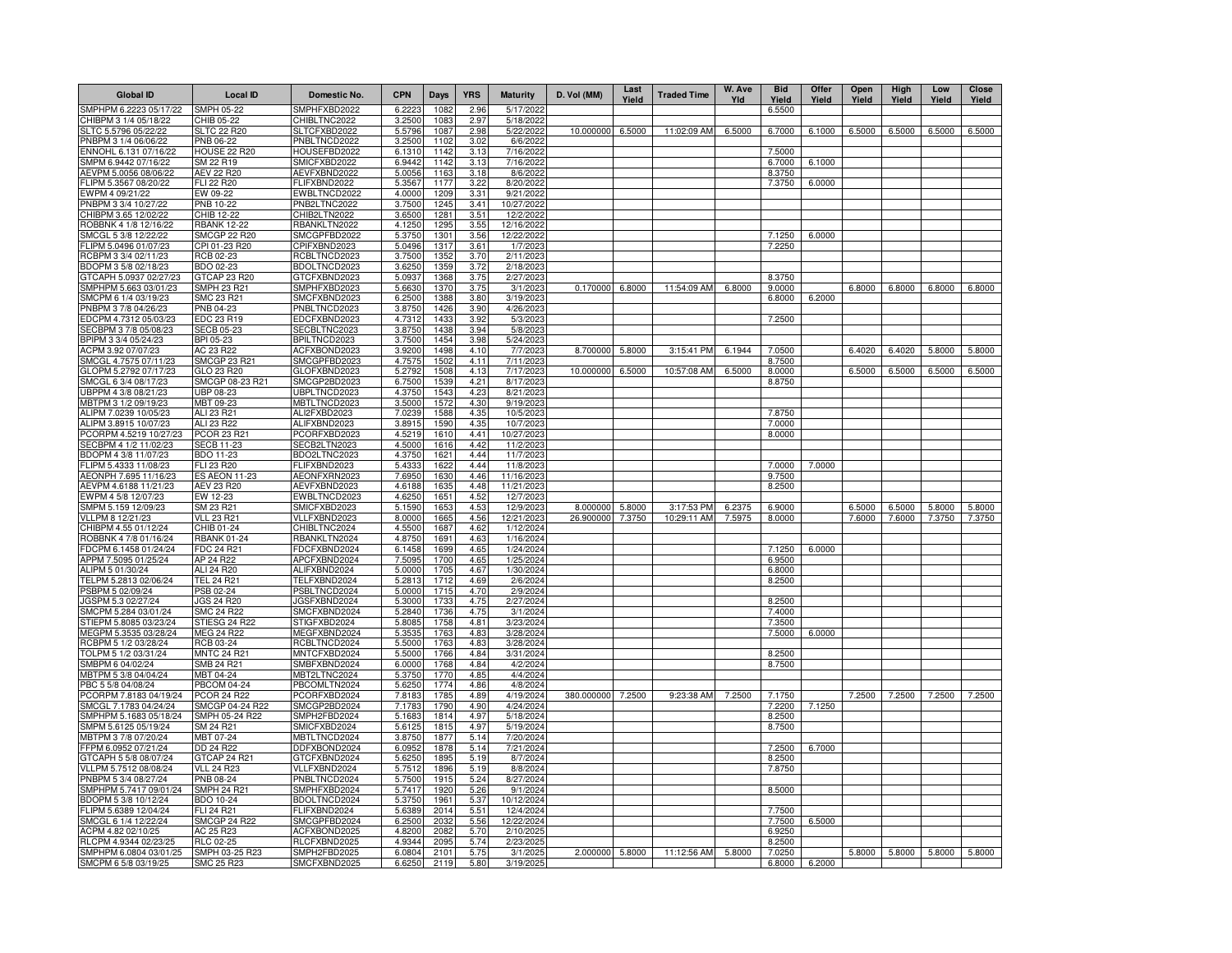| Global ID | Local ID | Domestic No. | CPN | Days | YRS | Maturity | D. Vol (MM) | Last Yield | Traded Time | W. Ave Yld | Bid Yield | Offer Yield | Open Yield | High Yield | Low Yield | Close Yield |
|---|---|---|---|---|---|---|---|---|---|---|---|---|---|---|---|---|
| SMPHPM 6.2223 05/17/22 | SMPH 05-22 | SMPHFXBD2022 | 6.2223 | 1082 | 2.96 | 5/17/2022 | | | | | 6.5500 | | | | | |
| CHIBPM 3 1/4 05/18/22 | CHIB 05-22 | CHIBLTNC2022 | 3.2500 | 1083 | 2.97 | 5/18/2022 | | | | | | | | | | |
| SLTC 5.5796 05/22/22 | SLTC 22 R20 | SLTCFXBD2022 | 5.5796 | 1087 | 2.98 | 5/22/2022 | 10.000000 | 6.5000 | 11:02:09 AM | 6.5000 | 6.7000 | 6.1000 | 6.5000 | 6.5000 | 6.5000 | 6.5000 |
| PNBPM 3 1/4 06/06/22 | PNB 06-22 | PNBLTNCD2022 | 3.2500 | 1102 | 3.02 | 6/6/2022 | | | | | | | | | | |
| ENNOHL 6.131 07/16/22 | HOUSE 22 R20 | HOUSEFBD2022 | 6.1310 | 1142 | 3.13 | 7/16/2022 | | | | | 7.5000 | | | | | |
| SMPM 6.9442 07/16/22 | SM 22 R19 | SMICFXBD2022 | 6.9442 | 1142 | 3.13 | 7/16/2022 | | | | | 6.7000 | 6.1000 | | | | |
| AEVPM 5.0056 08/06/22 | AEV 22 R20 | AEVFXBND2022 | 5.0056 | 1163 | 3.18 | 8/6/2022 | | | | | 8.3750 | | | | | |
| FLIPM 5.3567 08/20/22 | FLI 22 R20 | FLIFXBND2022 | 5.3567 | 1177 | 3.22 | 8/20/2022 | | | | | 7.3750 | 6.0000 | | | | |
| EWPM 4 09/21/22 | EW 09-22 | EWBLTNCD2022 | 4.0000 | 1209 | 3.31 | 9/21/2022 | | | | | | | | | | |
| PNBPM 3 3/4 10/27/22 | PNB 10-22 | PNB2LTNC2022 | 3.7500 | 1245 | 3.41 | 10/27/2022 | | | | | | | | | | |
| CHIBPM 3.65 12/02/22 | CHIB 12-22 | CHIB2LTN2022 | 3.6500 | 1281 | 3.51 | 12/2/2022 | | | | | | | | | | |
| ROBBNK 4 1/8 12/16/22 | RBANK 12-22 | RBANKLTN2022 | 4.1250 | 1295 | 3.55 | 12/16/2022 | | | | | | | | | | |
| SMCGL 5 3/8 12/22/22 | SMCGP 22 R20 | SMCGPFBD2022 | 5.3750 | 1301 | 3.56 | 12/22/2022 | | | | | 7.1250 | 6.0000 | | | | |
| FLIPM 5.0496 01/07/23 | CPI 01-23 R20 | CPIFXBND2023 | 5.0496 | 1317 | 3.61 | 1/7/2023 | | | | | 7.2250 | | | | | |
| RCBPM 3 3/4 02/11/23 | RCB 02-23 | RCBLTNCD2023 | 3.7500 | 1352 | 3.70 | 2/11/2023 | | | | | | | | | | |
| BDOPM 3 5/8 02/18/23 | BDO 02-23 | BDOLTNCD2023 | 3.6250 | 1359 | 3.72 | 2/18/2023 | | | | | | | | | | |
| GTCAPH 5.0937 02/27/23 | GTCAP 23 R20 | GTCFXBND2023 | 5.0937 | 1368 | 3.75 | 2/27/2023 | | | | | 8.3750 | | | | | |
| SMPHPM 5.663 03/01/23 | SMPH 23 R21 | SMPHFXBD2023 | 5.6630 | 1370 | 3.75 | 3/1/2023 | 0.170000 | 6.8000 | 11:54:09 AM | 6.8000 | 9.0000 | | 6.8000 | 6.8000 | 6.8000 | 6.8000 |
| SMCPM 6 1/4 03/19/23 | SMC 23 R21 | SMCFXBND2023 | 6.2500 | 1388 | 3.80 | 3/19/2023 | | | | | 6.8000 | 6.2000 | | | | |
| PNBPM 3 7/8 04/26/23 | PNB 04-23 | PNBLTNCD2023 | 3.8750 | 1426 | 3.90 | 4/26/2023 | | | | | | | | | | |
| EDCPM 4.7312 05/03/23 | EDC 23 R19 | EDCFXBND2023 | 4.7312 | 1433 | 3.92 | 5/3/2023 | | | | | 7.2500 | | | | | |
| SECBPM 3 7/8 05/08/23 | SECB 05-23 | SECBLTNC2023 | 3.8750 | 1438 | 3.94 | 5/8/2023 | | | | | | | | | | |
| BPIPM 3 3/4 05/24/23 | BPI 05-23 | BPILTNCD2023 | 3.7500 | 1454 | 3.98 | 5/24/2023 | | | | | | | | | | |
| ACPM 3.92 07/07/23 | AC 23 R22 | ACFXBOND2023 | 3.9200 | 1498 | 4.10 | 7/7/2023 | 8.700000 | 5.8000 | 3:15:41 PM | 6.1944 | 7.0500 | | 6.4020 | 6.4020 | 5.8000 | 5.8000 |
| SMCGL 4.7575 07/11/23 | SMCGP 23 R21 | SMCGPFBD2023 | 4.7575 | 1502 | 4.11 | 7/11/2023 | | | | | 8.7500 | | | | | |
| GLOPM 5.2792 07/17/23 | GLO 23 R20 | GLOFXBND2023 | 5.2792 | 1508 | 4.13 | 7/17/2023 | 10.000000 | 6.5000 | 10:57:08 AM | 6.5000 | 8.0000 | | 6.5000 | 6.5000 | 6.5000 | 6.5000 |
| SMCGL 6 3/4 08/17/23 | SMCGP 08-23 R21 | SMCGP2BD2023 | 6.7500 | 1539 | 4.21 | 8/17/2023 | | | | | 8.8750 | | | | | |
| UBPPM 4 3/8 08/21/23 | UBP 08-23 | UBPLTNCD2023 | 4.3750 | 1543 | 4.23 | 8/21/2023 | | | | | | | | | | |
| MBTPM 3 1/2 09/19/23 | MBT 09-23 | MBTLTNCD2023 | 3.5000 | 1572 | 4.30 | 9/19/2023 | | | | | | | | | | |
| ALIPM 7.0239 10/05/23 | ALI 23 R21 | ALI2FXBD2023 | 7.0239 | 1588 | 4.35 | 10/5/2023 | | | | | 7.8750 | | | | | |
| ALIPM 3.8915 10/07/23 | ALI 23 R22 | ALIFXBND2023 | 3.8915 | 1590 | 4.35 | 10/7/2023 | | | | | 7.0000 | | | | | |
| PCORPM 4.5219 10/27/23 | PCOR 23 R21 | PCORFXBD2023 | 4.5219 | 1610 | 4.41 | 10/27/2023 | | | | | 8.0000 | | | | | |
| SECBPM 4 1/2 11/02/23 | SECB 11-23 | SECB2LTN2023 | 4.5000 | 1616 | 4.42 | 11/2/2023 | | | | | | | | | | |
| BDOPM 4 3/8 11/07/23 | BDO 11-23 | BDO2LTNC2023 | 4.3750 | 1621 | 4.44 | 11/7/2023 | | | | | | | | | | |
| FLIPM 5.4333 11/08/23 | FLI 23 R20 | FLIFXBND2023 | 5.4333 | 1622 | 4.44 | 11/8/2023 | | | | | 7.0000 | 7.0000 | | | | |
| AEONPH 7.695 11/16/23 | ES AEON 11-23 | AEONFXRN2023 | 7.6950 | 1630 | 4.46 | 11/16/2023 | | | | | 9.7500 | | | | | |
| AEVPM 4.6188 11/21/23 | AEV 23 R20 | AEVFXBND2023 | 4.6188 | 1635 | 4.48 | 11/21/2023 | | | | | 8.2500 | | | | | |
| EWPM 4 5/8 12/07/23 | EW 12-23 | EWBLTNCD2023 | 4.6250 | 1651 | 4.52 | 12/7/2023 | | | | | | | | | | |
| SMPM 5.159 12/09/23 | SM 23 R21 | SMICFXBD2023 | 5.1590 | 1653 | 4.53 | 12/9/2023 | 8.000000 | 5.8000 | 3:17:53 PM | 6.2375 | 6.9000 | | 6.5000 | 6.5000 | 5.8000 | 5.8000 |
| VLLPM 8 12/21/23 | VLL 23 R21 | VLLFXBND2023 | 8.0000 | 1665 | 4.56 | 12/21/2023 | 26.900000 | 7.3750 | 10:29:11 AM | 7.5975 | 8.0000 | | 7.6000 | 7.6000 | 7.3750 | 7.3750 |
| CHIBPM 4.55 01/12/24 | CHIB 01-24 | CHIBLTNC2024 | 4.5500 | 1687 | 4.62 | 1/12/2024 | | | | | | | | | | |
| ROBBNK 4 7/8 01/16/24 | RBANK 01-24 | RBANKLTN2024 | 4.8750 | 1691 | 4.63 | 1/16/2024 | | | | | | | | | | |
| FDCPM 6.1458 01/24/24 | FDC 24 R21 | FDCFXBND2024 | 6.1458 | 1699 | 4.65 | 1/24/2024 | | | | | 7.1250 | 6.0000 | | | | |
| APPM 7.5095 01/25/24 | AP 24 R22 | APCFXBND2024 | 7.5095 | 1700 | 4.65 | 1/25/2024 | | | | | 6.9500 | | | | | |
| ALIPM 5 01/30/24 | ALI 24 R20 | ALIFXBND2024 | 5.0000 | 1705 | 4.67 | 1/30/2024 | | | | | 6.8000 | | | | | |
| TELPM 5.2813 02/06/24 | TEL 24 R21 | TELFXBND2024 | 5.2813 | 1712 | 4.69 | 2/6/2024 | | | | | 8.2500 | | | | | |
| PSBPM 5 02/09/24 | PSB 02-24 | PSBLTNCD2024 | 5.0000 | 1715 | 4.70 | 2/9/2024 | | | | | | | | | | |
| JGSPM 5.3 02/27/24 | JGS 24 R20 | JGSFXBND2024 | 5.3000 | 1733 | 4.75 | 2/27/2024 | | | | | 8.2500 | | | | | |
| SMCPM 5.284 03/01/24 | SMC 24 R22 | SMCFXBND2024 | 5.2840 | 1736 | 4.75 | 3/1/2024 | | | | | 7.4000 | | | | | |
| STIEPM 5.8085 03/23/24 | STIESG 24 R22 | STIGFXBD2024 | 5.8085 | 1758 | 4.81 | 3/23/2024 | | | | | 7.3500 | | | | | |
| MEGPM 5.3535 03/28/24 | MEG 24 R22 | MEGFXBND2024 | 5.3535 | 1763 | 4.83 | 3/28/2024 | | | | | 7.5000 | 6.0000 | | | | |
| RCBPM 5 1/2 03/28/24 | RCB 03-24 | RCBLTNCD2024 | 5.5000 | 1763 | 4.83 | 3/28/2024 | | | | | | | | | | |
| TOLPM 5 1/2 03/31/24 | MNTC 24 R21 | MNTCFXBD2024 | 5.5000 | 1766 | 4.84 | 3/31/2024 | | | | | 8.2500 | | | | | |
| SMBPM 6 04/02/24 | SMB 24 R21 | SMBFXBND2024 | 6.0000 | 1768 | 4.84 | 4/2/2024 | | | | | 8.7500 | | | | | |
| MBTPM 5 3/8 04/04/24 | MBT 04-24 | MBT2LTNC2024 | 5.3750 | 1770 | 4.85 | 4/4/2024 | | | | | | | | | | |
| PBC 5 5/8 04/08/24 | PBCOM 04-24 | PBCOMLTN2024 | 5.6250 | 1774 | 4.86 | 4/8/2024 | | | | | | | | | | |
| PCORPM 7.8183 04/19/24 | PCOR 24 R22 | PCORFXBD2024 | 7.8183 | 1785 | 4.89 | 4/19/2024 | 380.000000 | 7.2500 | 9:23:38 AM | 7.2500 | 7.1750 | | 7.2500 | 7.2500 | 7.2500 | 7.2500 |
| SMCGL 7.1783 04/24/24 | SMCGP 04-24 R22 | SMCGP2BD2024 | 7.1783 | 1790 | 4.90 | 4/24/2024 | | | | | 7.2200 | 7.1250 | | | | |
| SMPHPM 5.1683 05/18/24 | SMPH 05-24 R22 | SMPH2FBD2024 | 5.1683 | 1814 | 4.97 | 5/18/2024 | | | | | 8.2500 | | | | | |
| SMPM 5.6125 05/19/24 | SM 24 R21 | SMICFXBD2024 | 5.6125 | 1815 | 4.97 | 5/19/2024 | | | | | 8.7500 | | | | | |
| MBTPM 3 7/8 07/20/24 | MBT 07-24 | MBTLTNCD2024 | 3.8750 | 1877 | 5.14 | 7/20/2024 | | | | | | | | | | |
| FFPM 6.0952 07/21/24 | DD 24 R22 | DDFXBOND2024 | 6.0952 | 1878 | 5.14 | 7/21/2024 | | | | | 7.2500 | 6.7000 | | | | |
| GTCAPH 5 5/8 08/07/24 | GTCAP 24 R21 | GTCFXBND2024 | 5.6250 | 1895 | 5.19 | 8/7/2024 | | | | | 8.2500 | | | | | |
| VLLPM 5.7512 08/08/24 | VLL 24 R23 | VLLFXBND2024 | 5.7512 | 1896 | 5.19 | 8/8/2024 | | | | | 7.8750 | | | | | |
| PNBPM 5 3/4 08/27/24 | PNB 08-24 | PNBLTNCD2024 | 5.7500 | 1915 | 5.24 | 8/27/2024 | | | | | | | | | | |
| SMPHPM 5.7417 09/01/24 | SMPH 24 R21 | SMPHFXBD2024 | 5.7417 | 1920 | 5.26 | 9/1/2024 | | | | | 8.5000 | | | | | |
| BDOPM 5 3/8 10/12/24 | BDO 10-24 | BDOLTNCD2024 | 5.3750 | 1961 | 5.37 | 10/12/2024 | | | | | | | | | | |
| FLIPM 5.6389 12/04/24 | FLI 24 R21 | FLIFXBND2024 | 5.6389 | 2014 | 5.51 | 12/4/2024 | | | | | 7.7500 | | | | | |
| SMCGL 6 1/4 12/22/24 | SMCGP 24 R22 | SMCGPFBD2024 | 6.2500 | 2032 | 5.56 | 12/22/2024 | | | | | 7.7500 | 6.5000 | | | | |
| ACPM 4.82 02/10/25 | AC 25 R23 | ACFXBOND2025 | 4.8200 | 2082 | 5.70 | 2/10/2025 | | | | | 6.9250 | | | | | |
| RLCPM 4.9344 02/23/25 | RLC 02-25 | RLCFXBND2025 | 4.9344 | 2095 | 5.74 | 2/23/2025 | | | | | 8.2500 | | | | | |
| SMPHPM 6.0804 03/01/25 | SMPH 03-25 R23 | SMPH2FBD2025 | 6.0804 | 2101 | 5.75 | 3/1/2025 | 2.000000 | 5.8000 | 11:12:56 AM | 5.8000 | 7.0250 | | 5.8000 | 5.8000 | 5.8000 | 5.8000 |
| SMCPM 6 5/8 03/19/25 | SMC 25 R23 | SMCFXBND2025 | 6.6250 | 2119 | 5.80 | 3/19/2025 | | | | | 6.8000 | 6.2000 | | | | |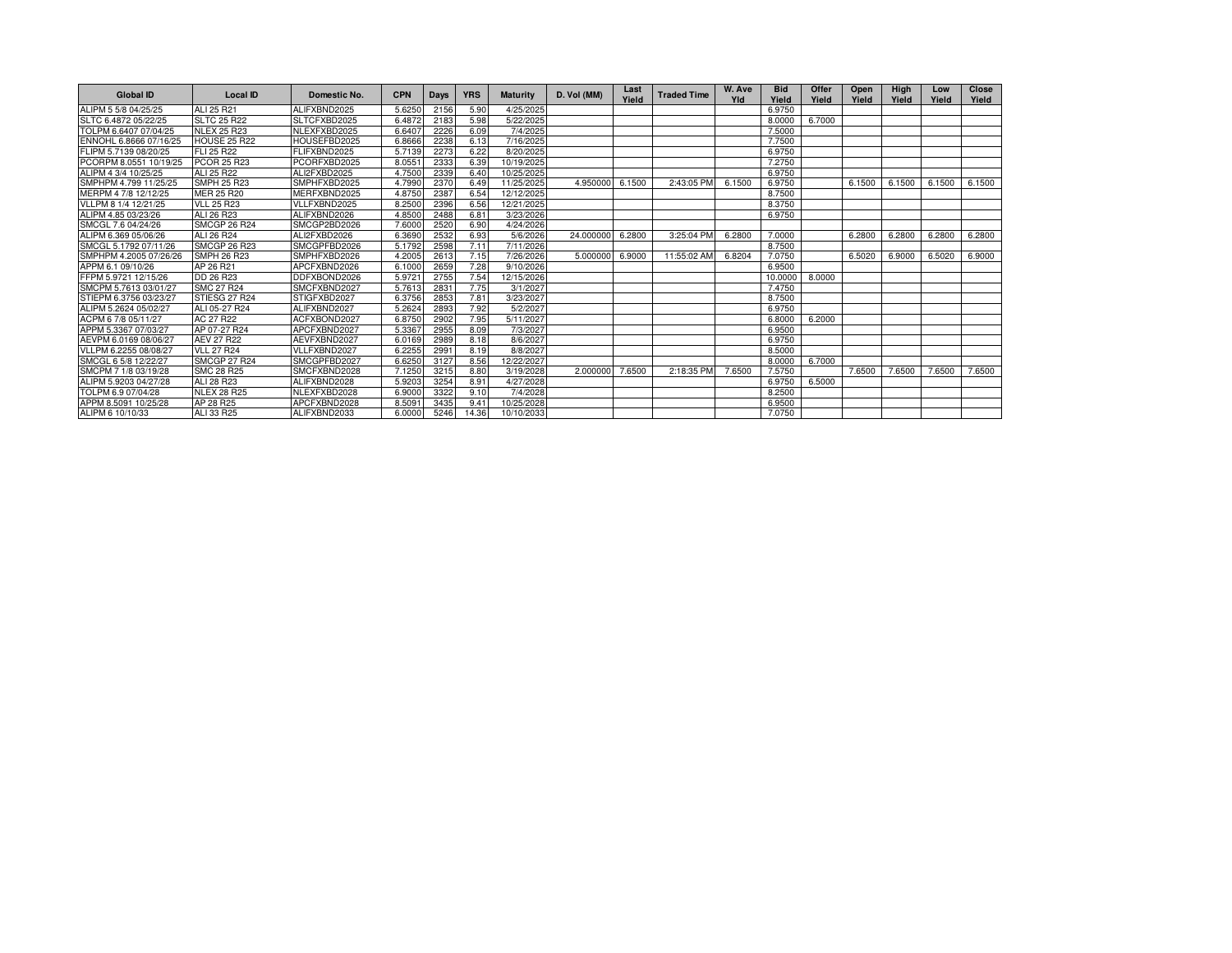| Global ID | Local ID | Domestic No. | CPN | Days | YRS | Maturity | D. Vol (MM) | Last Yield | Traded Time | W. Ave Yld | Bid Yield | Offer Yield | Open Yield | High Yield | Low Yield | Close Yield |
|---|---|---|---|---|---|---|---|---|---|---|---|---|---|---|---|---|
| ALIPM 5 5/8 04/25/25 | ALI 25 R21 | ALIFXBND2025 | 5.6250 | 2156 | 5.90 | 4/25/2025 | | | | | 6.9750 | | | | | |
| SLTC 6.4872 05/22/25 | SLTC 25 R22 | SLTCFXBD2025 | 6.4872 | 2183 | 5.98 | 5/22/2025 | | | | | 8.0000 | 6.7000 | | | | |
| TOLPM 6.6407 07/04/25 | NLEX 25 R23 | NLEXFXBD2025 | 6.6407 | 2226 | 6.09 | 7/4/2025 | | | | | 7.5000 | | | | | |
| ENNOHL 6.8666 07/16/25 | HOUSE 25 R22 | HOUSEFBD2025 | 6.8666 | 2238 | 6.13 | 7/16/2025 | | | | | 7.7500 | | | | | |
| FLIPM 5.7139 08/20/25 | FLI 25 R22 | FLIFXBND2025 | 5.7139 | 2273 | 6.22 | 8/20/2025 | | | | | 6.9750 | | | | | |
| PCORPM 8.0551 10/19/25 | PCOR 25 R23 | PCORFXBD2025 | 8.0551 | 2333 | 6.39 | 10/19/2025 | | | | | 7.2750 | | | | | |
| ALIPM 4 3/4 10/25/25 | ALI 25 R22 | ALI2FXBD2025 | 4.7500 | 2339 | 6.40 | 10/25/2025 | | | | | 6.9750 | | | | | |
| SMPHPM 4.799 11/25/25 | SMPH 25 R23 | SMPHFXBD2025 | 4.7990 | 2370 | 6.49 | 11/25/2025 | 4.950000 | 6.1500 | 2:43:05 PM | 6.1500 | 6.9750 | | 6.1500 | 6.1500 | 6.1500 | 6.1500 |
| MERPM 4 7/8 12/12/25 | MER 25 R20 | MERFXBND2025 | 4.8750 | 2387 | 6.54 | 12/12/2025 | | | | | 8.7500 | | | | | |
| VLLPM 8 1/4 12/21/25 | VLL 25 R23 | VLLFXBND2025 | 8.2500 | 2396 | 6.56 | 12/21/2025 | | | | | 8.3750 | | | | | |
| ALIPM 4.85 03/23/26 | ALI 26 R23 | ALIFXBND2026 | 4.8500 | 2488 | 6.81 | 3/23/2026 | | | | | 6.9750 | | | | | |
| SMCGL 7.6 04/24/26 | SMCGP 26 R24 | SMCGP2BD2026 | 7.6000 | 2520 | 6.90 | 4/24/2026 | | | | | | | | | | |
| ALIPM 6.369 05/06/26 | ALI 26 R24 | ALI2FXBD2026 | 6.3690 | 2532 | 6.93 | 5/6/2026 | 24.000000 | 6.2800 | 3:25:04 PM | 6.2800 | 7.0000 | | 6.2800 | 6.2800 | 6.2800 | 6.2800 |
| SMCGL 5.1792 07/11/26 | SMCGP 26 R23 | SMCGPFBD2026 | 5.1792 | 2598 | 7.11 | 7/11/2026 | | | | | 8.7500 | | | | | |
| SMPHPM 4.2005 07/26/26 | SMPH 26 R23 | SMPHFXBD2026 | 4.2005 | 2613 | 7.15 | 7/26/2026 | 5.000000 | 6.9000 | 11:55:02 AM | 6.8204 | 7.0750 | | 6.5020 | 6.9000 | 6.5020 | 6.9000 |
| APPM 6.1 09/10/26 | AP 26 R21 | APCFXBND2026 | 6.1000 | 2659 | 7.28 | 9/10/2026 | | | | | 6.9500 | | | | | |
| FFPM 5.9721 12/15/26 | DD 26 R23 | DDFXBOND2026 | 5.9721 | 2755 | 7.54 | 12/15/2026 | | | | | 10.0000 | 8.0000 | | | | |
| SMCPM 5.7613 03/01/27 | SMC 27 R24 | SMCFXBND2027 | 5.7613 | 2831 | 7.75 | 3/1/2027 | | | | | 7.4750 | | | | | |
| STIEPM 6.3756 03/23/27 | STIESG 27 R24 | STIGFXBD2027 | 6.3756 | 2853 | 7.81 | 3/23/2027 | | | | | 8.7500 | | | | | |
| ALIPM 5.2624 05/02/27 | ALI 05-27 R24 | ALIFXBND2027 | 5.2624 | 2893 | 7.92 | 5/2/2027 | | | | | 6.9750 | | | | | |
| ACPM 6 7/8 05/11/27 | AC 27 R22 | ACFXBOND2027 | 6.8750 | 2902 | 7.95 | 5/11/2027 | | | | | 6.8000 | 6.2000 | | | | |
| APPM 5.3367 07/03/27 | AP 07-27 R24 | APCFXBND2027 | 5.3367 | 2955 | 8.09 | 7/3/2027 | | | | | 6.9500 | | | | | |
| AEVPM 6.0169 08/06/27 | AEV 27 R22 | AEVFXBND2027 | 6.0169 | 2989 | 8.18 | 8/6/2027 | | | | | 6.9750 | | | | | |
| VLLPM 6.2255 08/08/27 | VLL 27 R24 | VLLFXBND2027 | 6.2255 | 2991 | 8.19 | 8/8/2027 | | | | | 8.5000 | | | | | |
| SMCGL 6 5/8 12/22/27 | SMCGP 27 R24 | SMCGPFBD2027 | 6.6250 | 3127 | 8.56 | 12/22/2027 | | | | | 8.0000 | 6.7000 | | | | |
| SMCPM 7 1/8 03/19/28 | SMC 28 R25 | SMCFXBND2028 | 7.1250 | 3215 | 8.80 | 3/19/2028 | 2.000000 | 7.6500 | 2:18:35 PM | 7.6500 | 7.5750 | | 7.6500 | 7.6500 | 7.6500 | 7.6500 |
| ALIPM 5.9203 04/27/28 | ALI 28 R23 | ALIFXBND2028 | 5.9203 | 3254 | 8.91 | 4/27/2028 | | | | | 6.9750 | 6.5000 | | | | |
| TOLPM 6.9 07/04/28 | NLEX 28 R25 | NLEXFXBD2028 | 6.9000 | 3322 | 9.10 | 7/4/2028 | | | | | 8.2500 | | | | | |
| APPM 8.5091 10/25/28 | AP 28 R25 | APCFXBND2028 | 8.5091 | 3435 | 9.41 | 10/25/2028 | | | | | 6.9500 | | | | | |
| ALIPM 6 10/10/33 | ALI 33 R25 | ALIFXBND2033 | 6.0000 | 5246 | 14.36 | 10/10/2033 | | | | | 7.0750 | | | | | |